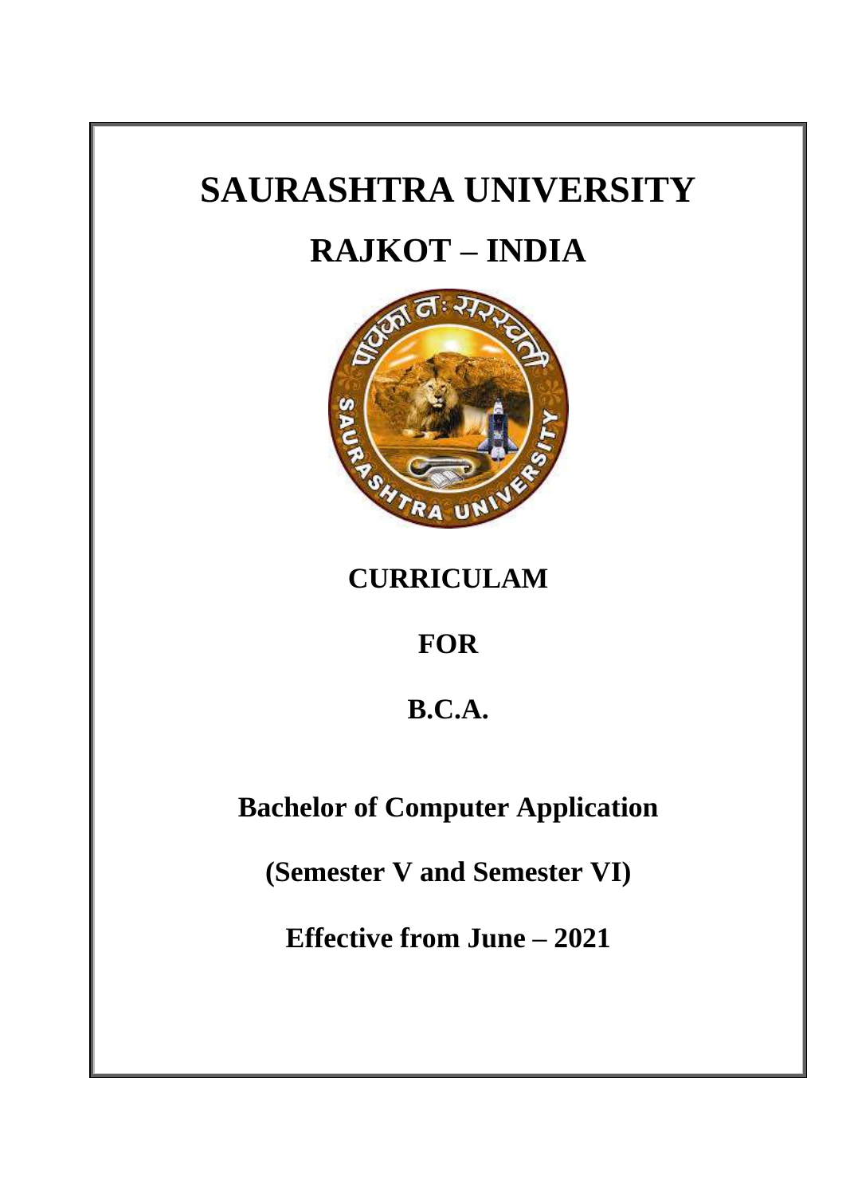# SAURASHTRA UNIVERSITY

# RAJKOT – INDIA

## CURRICULAM

## FOR

## B.C.A.

## Bachelor of Computer Application

## (Semester V and Semester VI)

## Effective from June – 2021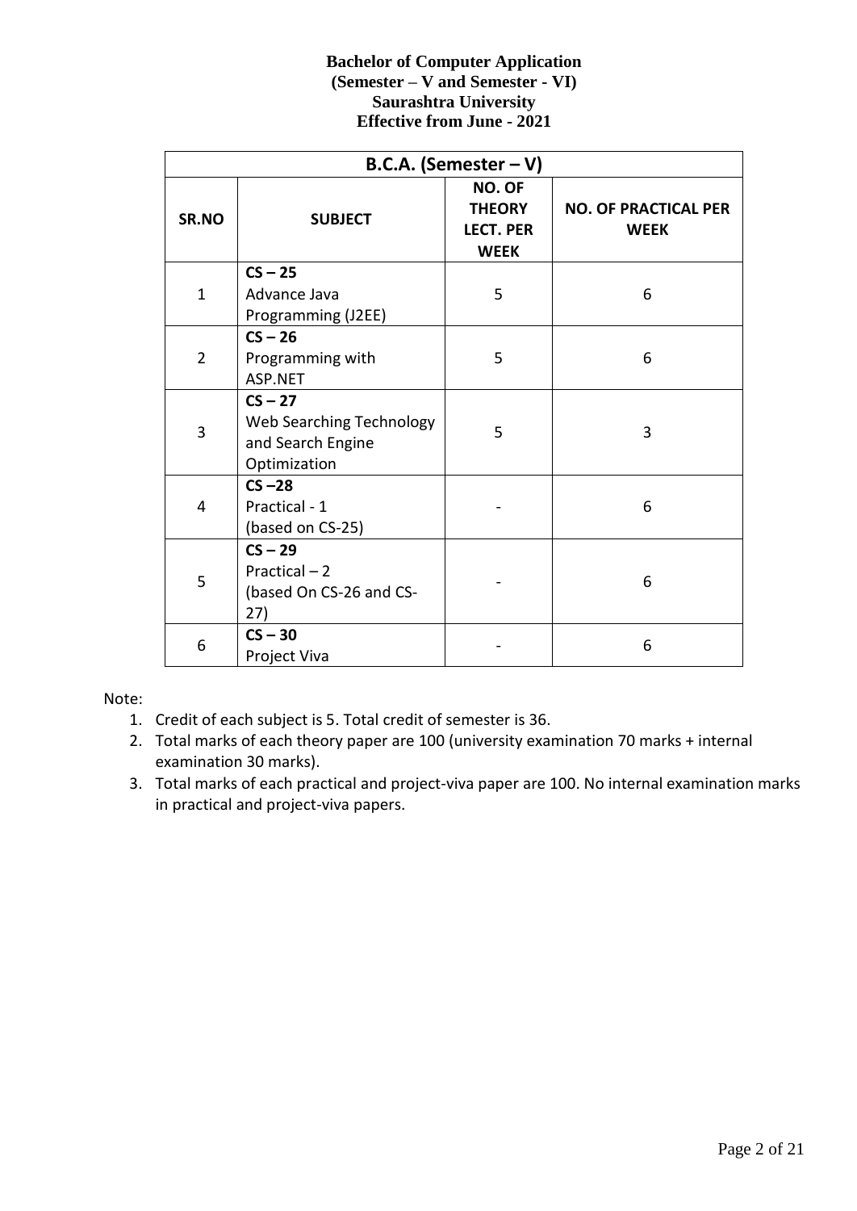**Bachelor of Computer Application**
**(Semester – V and Semester - VI)**
**Saurashtra University**
**Effective from June - 2021**

| **B.C.A. (Semester – V)** | | | |
|---|---|---|---|
| **SR.NO** | **SUBJECT** | **NO. OF THEORY LECT. PER WEEK** | **NO. OF PRACTICAL PER WEEK** |
| 1 | **CS – 25** Advance Java Programming (J2EE) | 5 | 6 |
| 2 | **CS – 26** Programming with ASP.NET | 5 | 6 |
| 3 | **CS – 27** Web Searching Technology and Search Engine Optimization | 5 | 3 |
| 4 | **CS –28** Practical - 1 (based on CS-25) | - | 6 |
| 5 | **CS – 29** Practical – 2 (based On CS-26 and CS-27) | - | 6 |
| 6 | **CS – 30** Project Viva | - | 6 |

Note:

1. Credit of each subject is 5. Total credit of semester is 36.
2. Total marks of each theory paper are 100 (university examination 70 marks + internal examination 30 marks).
3. Total marks of each practical and project-viva paper are 100. No internal examination marks in practical and project-viva papers.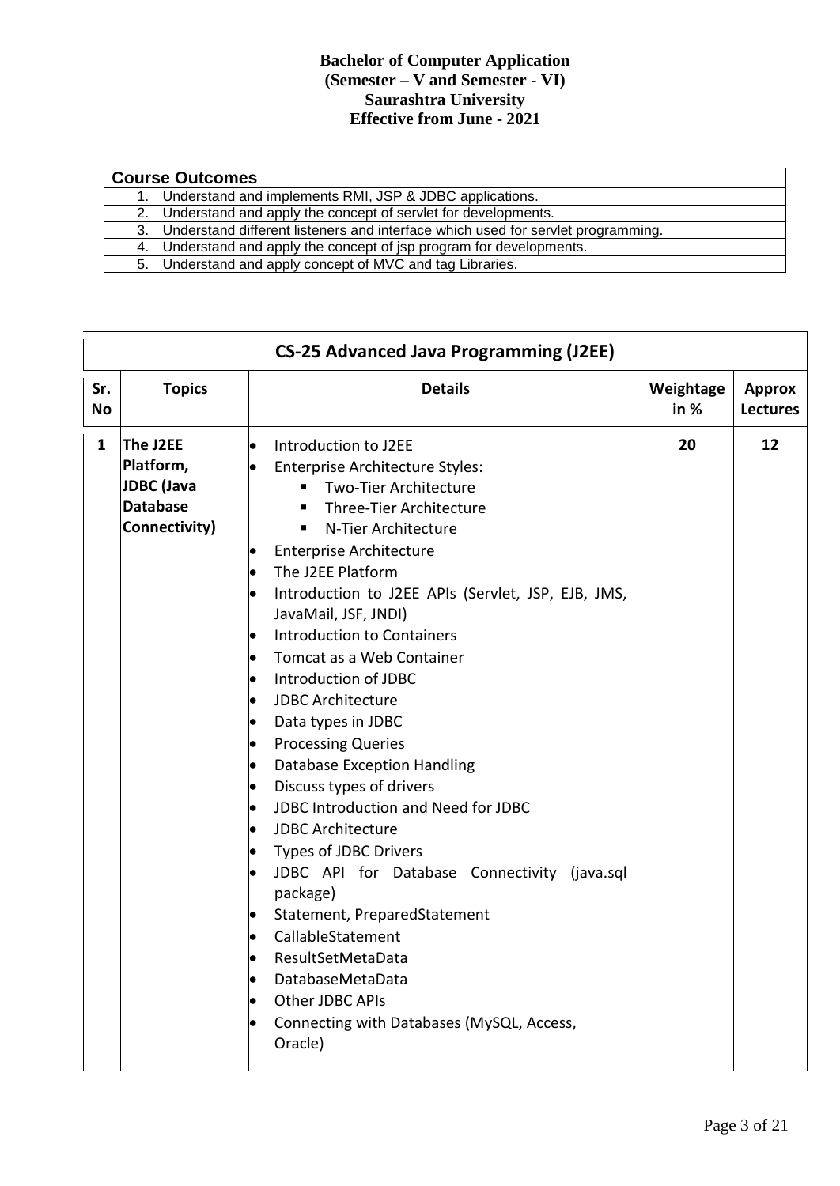**Bachelor of Computer Application**
**(Semester – V and Semester - VI)**
**Saurashtra University**
**Effective from June - 2021**

| Course Outcomes |
| --- |
| 1. Understand and implements RMI, JSP & JDBC applications. |
| 2. Understand and apply the concept of servlet for developments. |
| 3. Understand different listeners and interface which used for servlet programming. |
| 4. Understand and apply the concept of jsp program for developments. |
| 5. Understand and apply concept of MVC and tag Libraries. |

## CS-25 Advanced Java Programming (J2EE)

| Sr. No | Topics | Details | Weightage in % | Approx Lectures |
| --- | --- | --- | --- | --- |
| 1 | **The J2EE Platform, JDBC (Java Database Connectivity)** | • Introduction to J2EE<br>• Enterprise Architecture Styles:<br>&nbsp;&nbsp;▪ Two-Tier Architecture<br>&nbsp;&nbsp;▪ Three-Tier Architecture<br>&nbsp;&nbsp;▪ N-Tier Architecture<br>• Enterprise Architecture<br>• The J2EE Platform<br>• Introduction to J2EE APIs (Servlet, JSP, EJB, JMS, JavaMail, JSF, JNDI)<br>• Introduction to Containers<br>• Tomcat as a Web Container<br>• Introduction of JDBC<br>• JDBC Architecture<br>• Data types in JDBC<br>• Processing Queries<br>• Database Exception Handling<br>• Discuss types of drivers<br>• JDBC Introduction and Need for JDBC<br>• JDBC Architecture<br>• Types of JDBC Drivers<br>• JDBC API for Database Connectivity (java.sql package)<br>• Statement, PreparedStatement<br>• CallableStatement<br>• ResultSetMetaData<br>• DatabaseMetaData<br>• Other JDBC APIs<br>• Connecting with Databases (MySQL, Access, Oracle) | 20 | 12 |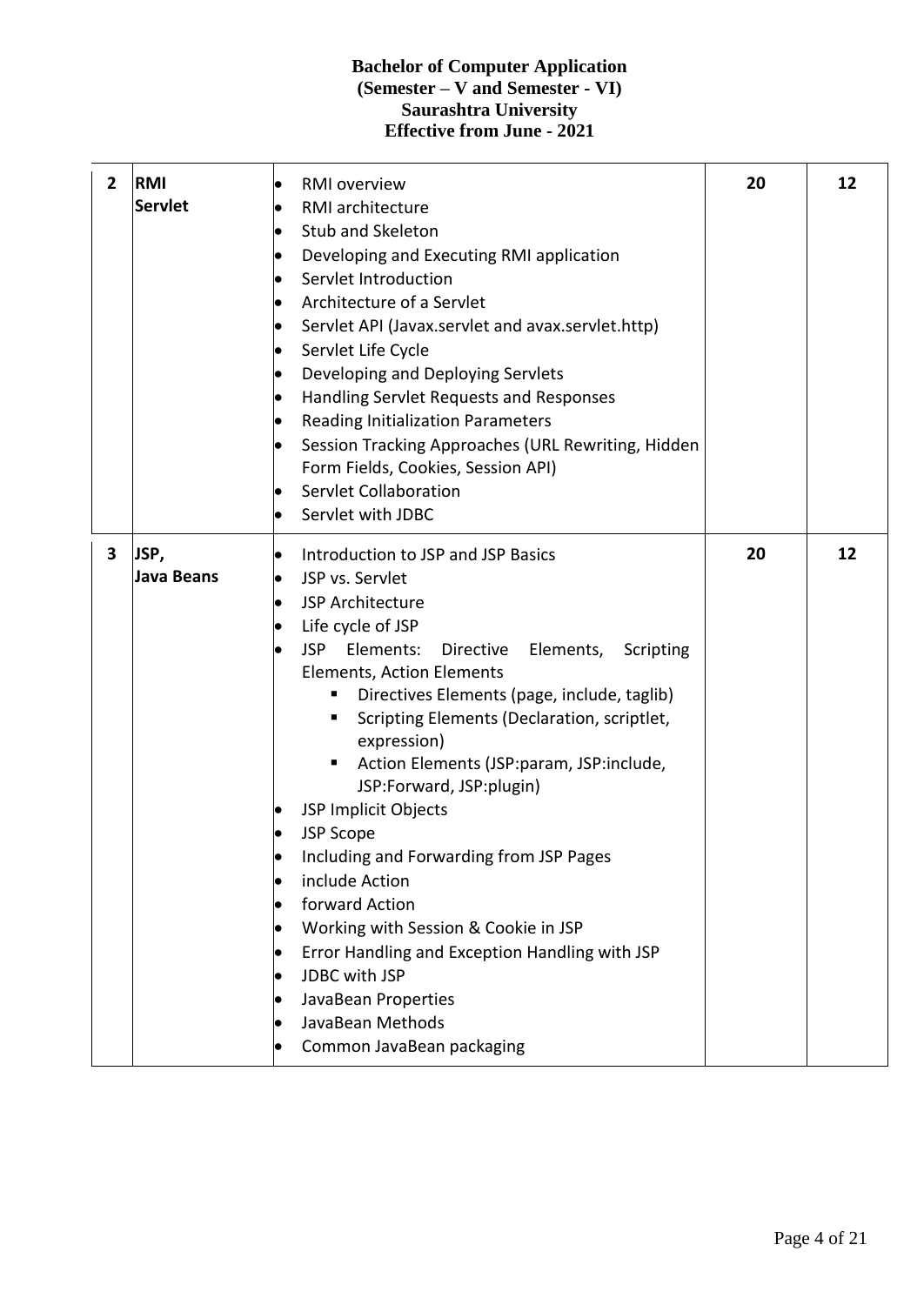**Bachelor of Computer Application**
**(Semester – V and Semester - VI)**
**Saurashtra University**
**Effective from June - 2021**

| | | | | |
|---|---|---|---|---|
| **2** | **RMI**<br>**Servlet** | • RMI overview<br>• RMI architecture<br>• Stub and Skeleton<br>• Developing and Executing RMI application<br>• Servlet Introduction<br>• Architecture of a Servlet<br>• Servlet API (Javax.servlet and avax.servlet.http)<br>• Servlet Life Cycle<br>• Developing and Deploying Servlets<br>• Handling Servlet Requests and Responses<br>• Reading Initialization Parameters<br>• Session Tracking Approaches (URL Rewriting, Hidden Form Fields, Cookies, Session API)<br>• Servlet Collaboration<br>• Servlet with JDBC | **20** | **12** |
| **3** | **JSP,**<br>**Java Beans** | • Introduction to JSP and JSP Basics<br>• JSP vs. Servlet<br>• JSP Architecture<br>• Life cycle of JSP<br>• JSP Elements: Directive Elements, Scripting Elements, Action Elements<br>&nbsp;&nbsp;&nbsp;▪ Directives Elements (page, include, taglib)<br>&nbsp;&nbsp;&nbsp;▪ Scripting Elements (Declaration, scriptlet, expression)<br>&nbsp;&nbsp;&nbsp;▪ Action Elements (JSP:param, JSP:include, JSP:Forward, JSP:plugin)<br>• JSP Implicit Objects<br>• JSP Scope<br>• Including and Forwarding from JSP Pages<br>• include Action<br>• forward Action<br>• Working with Session & Cookie in JSP<br>• Error Handling and Exception Handling with JSP<br>• JDBC with JSP<br>• JavaBean Properties<br>• JavaBean Methods<br>• Common JavaBean packaging | **20** | **12** |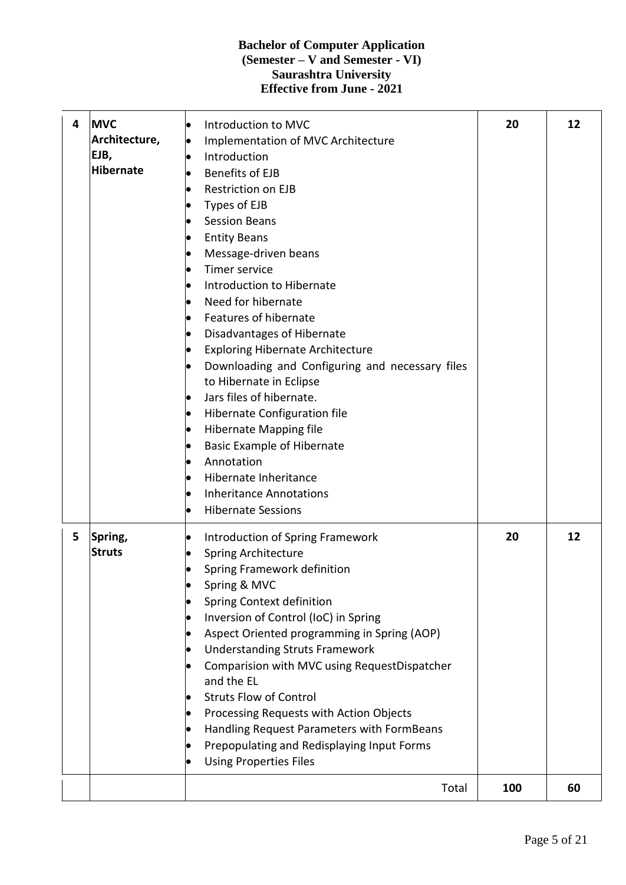| 4 | **MVC Architecture, EJB, Hibernate** | • Introduction to MVC<br>• Implementation of MVC Architecture<br>• Introduction<br>• Benefits of EJB<br>• Restriction on EJB<br>• Types of EJB<br>• Session Beans<br>• Entity Beans<br>• Message-driven beans<br>• Timer service<br>• Introduction to Hibernate<br>• Need for hibernate<br>• Features of hibernate<br>• Disadvantages of Hibernate<br>• Exploring Hibernate Architecture<br>• Downloading and Configuring and necessary files to Hibernate in Eclipse<br>• Jars files of hibernate.<br>• Hibernate Configuration file<br>• Hibernate Mapping file<br>• Basic Example of Hibernate<br>• Annotation<br>• Hibernate Inheritance<br>• Inheritance Annotations<br>• Hibernate Sessions | **20** | **12** |
|---|---|---|---|---|
| 5 | **Spring, Struts** | • Introduction of Spring Framework<br>• Spring Architecture<br>• Spring Framework definition<br>• Spring & MVC<br>• Spring Context definition<br>• Inversion of Control (IoC) in Spring<br>• Aspect Oriented programming in Spring (AOP)<br>• Understanding Struts Framework<br>• Comparision with MVC using RequestDispatcher and the EL<br>• Struts Flow of Control<br>• Processing Requests with Action Objects<br>• Handling Request Parameters with FormBeans<br>• Prepopulating and Redisplaying Input Forms<br>• Using Properties Files | **20** | **12** |
| | | Total | **100** | **60** |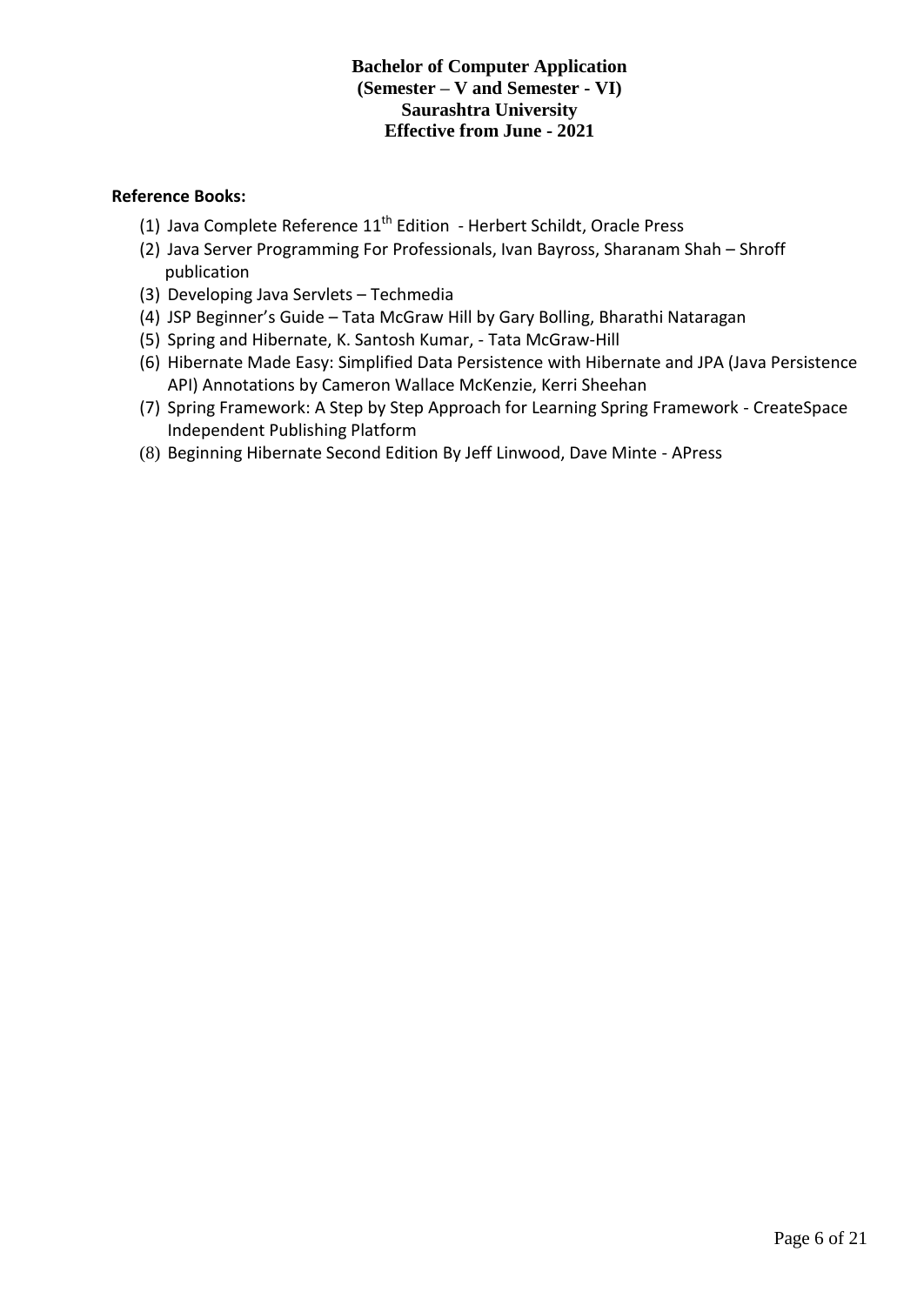**Reference Books:**

(1) Java Complete Reference 11th Edition - Herbert Schildt, Oracle Press
(2) Java Server Programming For Professionals, Ivan Bayross, Sharanam Shah – Shroff publication
(3) Developing Java Servlets – Techmedia
(4) JSP Beginner's Guide – Tata McGraw Hill by Gary Bolling, Bharathi Nataragan
(5) Spring and Hibernate, K. Santosh Kumar, - Tata McGraw-Hill
(6) Hibernate Made Easy: Simplified Data Persistence with Hibernate and JPA (Java Persistence API) Annotations by Cameron Wallace McKenzie, Kerri Sheehan
(7) Spring Framework: A Step by Step Approach for Learning Spring Framework - CreateSpace Independent Publishing Platform
(8) Beginning Hibernate Second Edition By Jeff Linwood, Dave Minte - APress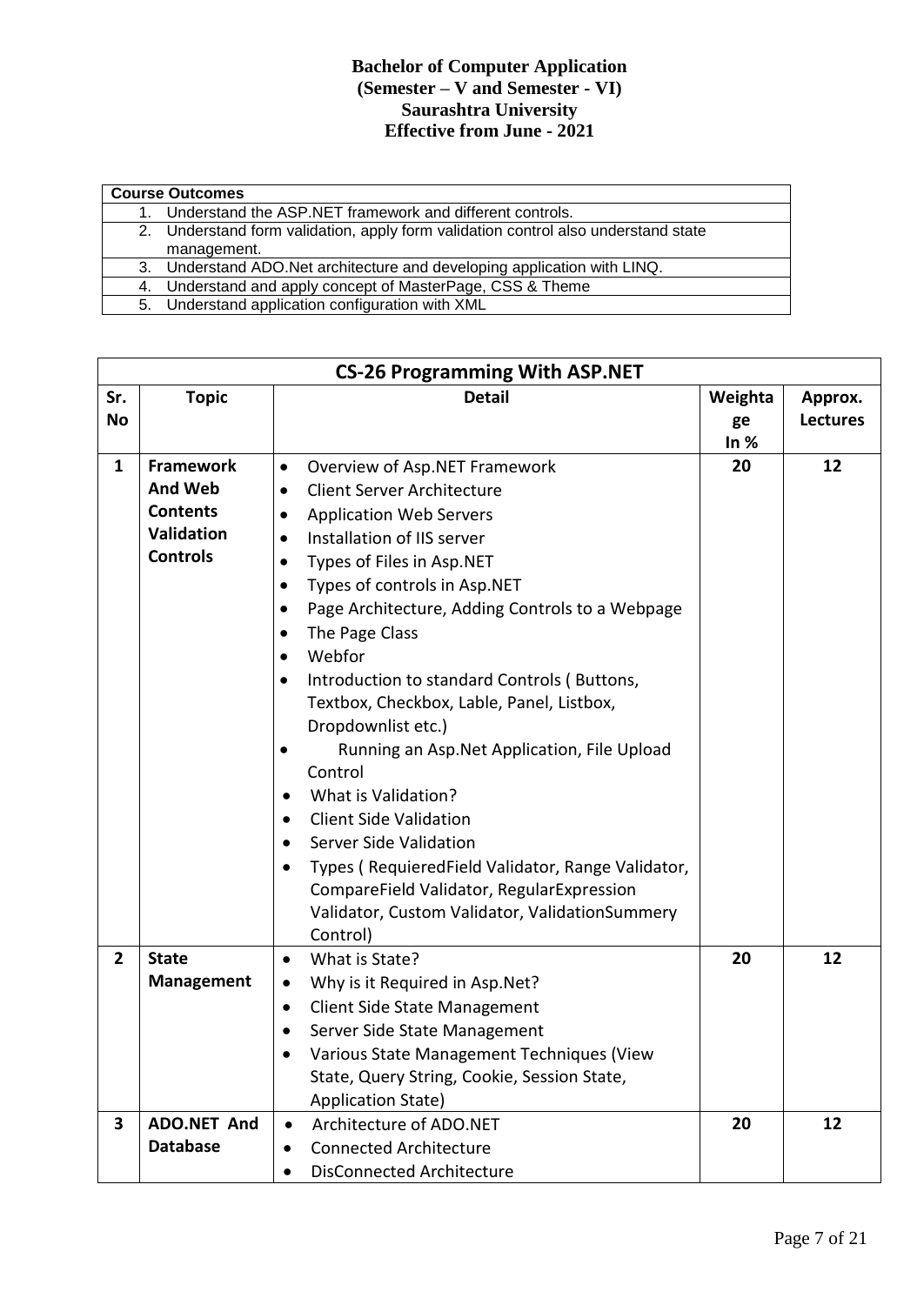**Bachelor of Computer Application**
**(Semester – V and Semester - VI)**
**Saurashtra University**
**Effective from June - 2021**

| Course Outcomes |
|---|
| 1. Understand the ASP.NET framework and different controls. |
| 2. Understand form validation, apply form validation control also understand state management. |
| 3. Understand ADO.Net architecture and developing application with LINQ. |
| 4. Understand and apply concept of MasterPage, CSS & Theme |
| 5. Understand application configuration with XML |

**CS-26 Programming With ASP.NET**

| Sr. No | Topic | Detail | Weightage In % | Approx. Lectures |
|---|---|---|---|---|
| **1** | **Framework And Web Contents Validation Controls** | • Overview of Asp.NET Framework<br>• Client Server Architecture<br>• Application Web Servers<br>• Installation of IIS server<br>• Types of Files in Asp.NET<br>• Types of controls in Asp.NET<br>• Page Architecture, Adding Controls to a Webpage<br>• The Page Class<br>• Webfor<br>• Introduction to standard Controls ( Buttons, Textbox, Checkbox, Lable, Panel, Listbox, Dropdownlist etc.)<br>• Running an Asp.Net Application, File Upload Control<br>• What is Validation?<br>• Client Side Validation<br>• Server Side Validation<br>• Types ( RequieredField Validator, Range Validator, CompareField Validator, RegularExpression Validator, Custom Validator, ValidationSummery Control) | **20** | **12** |
| **2** | **State Management** | • What is State?<br>• Why is it Required in Asp.Net?<br>• Client Side State Management<br>• Server Side State Management<br>• Various State Management Techniques (View State, Query String, Cookie, Session State, Application State) | **20** | **12** |
| **3** | **ADO.NET And Database** | • Architecture of ADO.NET<br>• Connected Architecture<br>• DisConnected Architecture | **20** | **12** |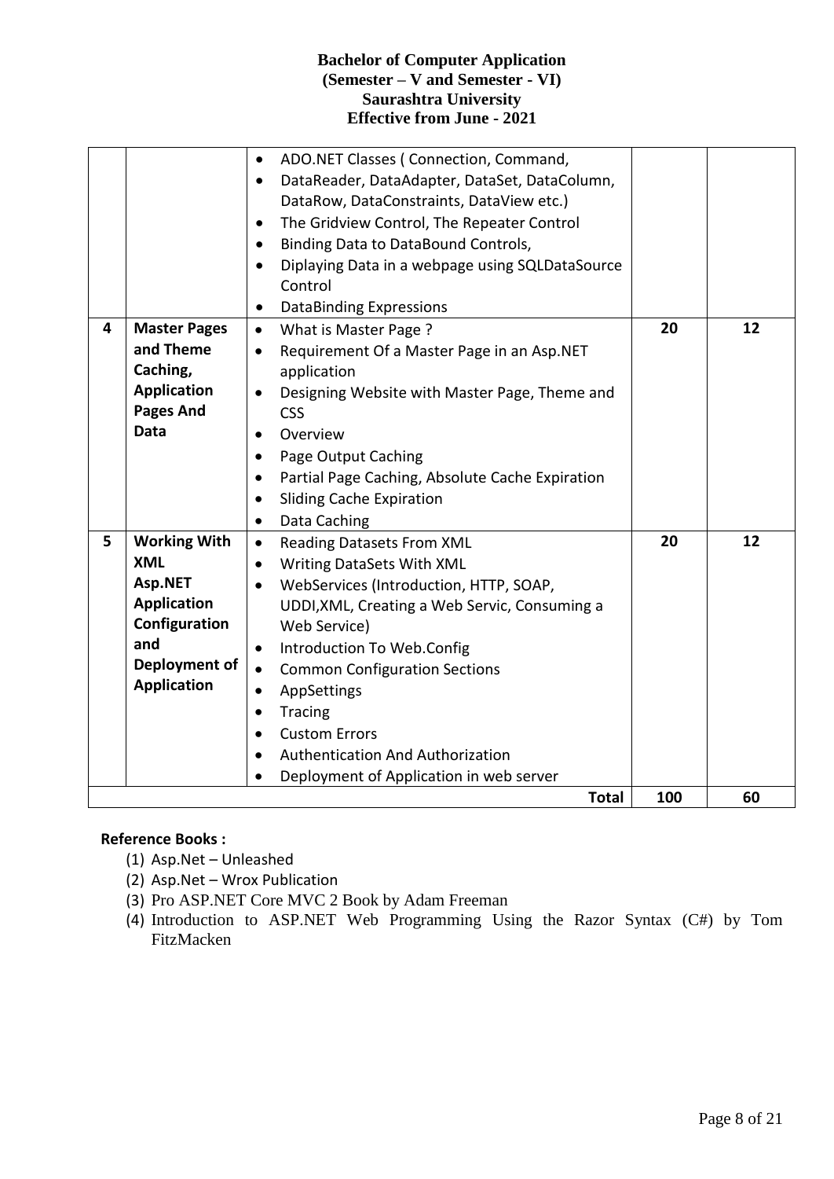| | | | | |
|---|---|---|---|---|
| | | • ADO.NET Classes ( Connection, Command, <br>• DataReader, DataAdapter, DataSet, DataColumn, DataRow, DataConstraints, DataView etc.)<br>• The Gridview Control, The Repeater Control<br>• Binding Data to DataBound Controls,<br>• Diplaying Data in a webpage using SQLDataSource Control<br>• DataBinding Expressions | | |
| 4 | **Master Pages and Theme Caching, Application Pages And Data** | • What is Master Page ?<br>• Requirement Of a Master Page in an Asp.NET application<br>• Designing Website with Master Page, Theme and CSS<br>• Overview<br>• Page Output Caching<br>• Partial Page Caching, Absolute Cache Expiration<br>• Sliding Cache Expiration<br>• Data Caching | 20 | 12 |
| 5 | **Working With XML Asp.NET Application Configuration and Deployment of Application** | • Reading Datasets From XML<br>• Writing DataSets With XML<br>• WebServices (Introduction, HTTP, SOAP, UDDI,XML, Creating a Web Servic, Consuming a Web Service)<br>• Introduction To Web.Config<br>• Common Configuration Sections<br>• AppSettings<br>• Tracing<br>• Custom Errors<br>• Authentication And Authorization<br>• Deployment of Application in web server | 20 | 12 |
| | | **Total** | **100** | **60** |

**Reference Books :**

(1) Asp.Net – Unleashed
(2) Asp.Net – Wrox Publication
(3) Pro ASP.NET Core MVC 2 Book by Adam Freeman
(4) Introduction to ASP.NET Web Programming Using the Razor Syntax (C#) by Tom FitzMacken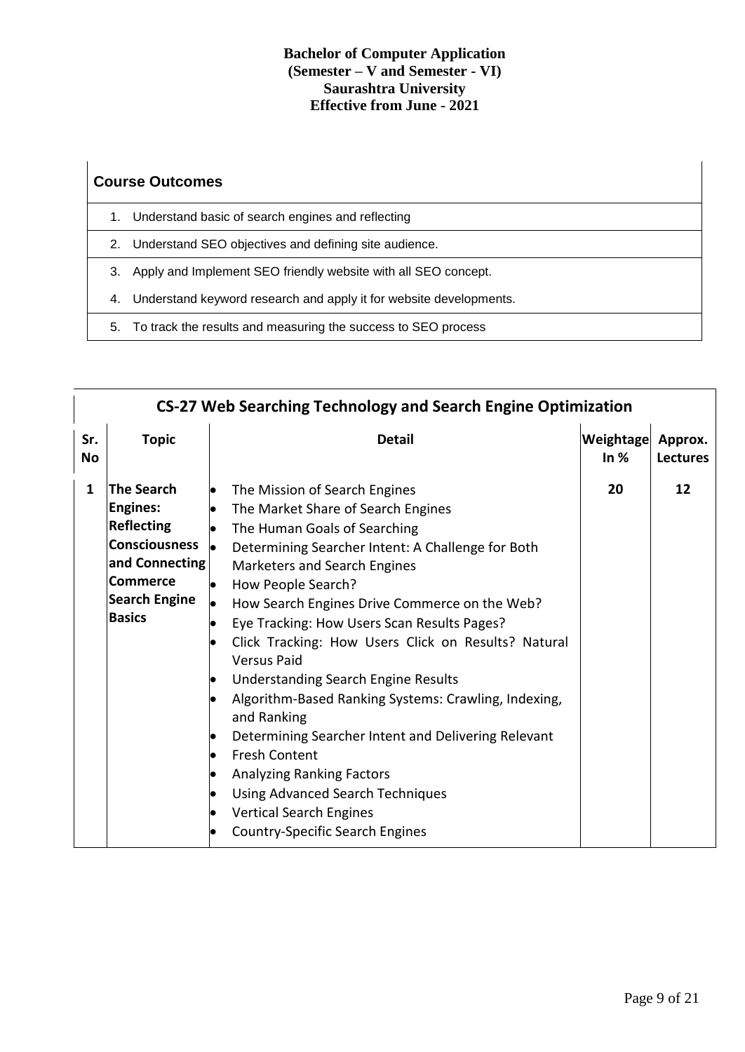**Bachelor of Computer Application**
**(Semester – V and Semester - VI)**
**Saurashtra University**
**Effective from June - 2021**

| **Course Outcomes** |
|---|
| 1. Understand basic of search engines and reflecting |
| 2. Understand SEO objectives and defining site audience. |
| 3. Apply and Implement SEO friendly website with all SEO concept. |
| 4. Understand keyword research and apply it for website developments. |
| 5. To track the results and measuring the success to SEO process |

## CS-27 Web Searching Technology and Search Engine Optimization

| Sr. No | Topic | Detail | Weightage In % | Approx. Lectures |
|---|---|---|---|---|
| 1 | **The Search Engines: Reflecting Consciousness and Connecting Commerce Search Engine Basics** | • The Mission of Search Engines<br>• The Market Share of Search Engines<br>• The Human Goals of Searching<br>• Determining Searcher Intent: A Challenge for Both Marketers and Search Engines<br>• How People Search?<br>• How Search Engines Drive Commerce on the Web?<br>• Eye Tracking: How Users Scan Results Pages?<br>• Click Tracking: How Users Click on Results? Natural Versus Paid<br>• Understanding Search Engine Results<br>• Algorithm-Based Ranking Systems: Crawling, Indexing, and Ranking<br>• Determining Searcher Intent and Delivering Relevant<br>• Fresh Content<br>• Analyzing Ranking Factors<br>• Using Advanced Search Techniques<br>• Vertical Search Engines<br>• Country-Specific Search Engines | 20 | 12 |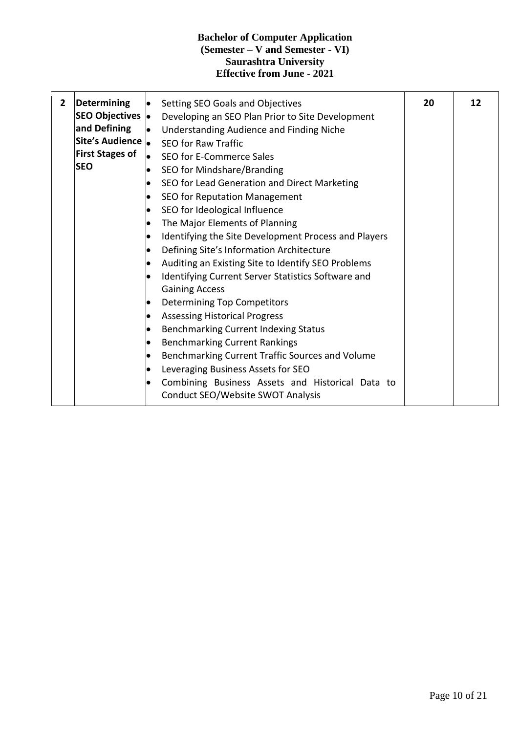| 2 | **Determining SEO Objectives and Defining Site's Audience First Stages of SEO** | • Setting SEO Goals and Objectives<br>• Developing an SEO Plan Prior to Site Development<br>• Understanding Audience and Finding Niche<br>• SEO for Raw Traffic<br>• SEO for E-Commerce Sales<br>• SEO for Mindshare/Branding<br>• SEO for Lead Generation and Direct Marketing<br>• SEO for Reputation Management<br>• SEO for Ideological Influence<br>• The Major Elements of Planning<br>• Identifying the Site Development Process and Players<br>• Defining Site's Information Architecture<br>• Auditing an Existing Site to Identify SEO Problems<br>• Identifying Current Server Statistics Software and Gaining Access<br>• Determining Top Competitors<br>• Assessing Historical Progress<br>• Benchmarking Current Indexing Status<br>• Benchmarking Current Rankings<br>• Benchmarking Current Traffic Sources and Volume<br>• Leveraging Business Assets for SEO<br>• Combining Business Assets and Historical Data to Conduct SEO/Website SWOT Analysis | **20** | **12** |
|---|---|---|---|---|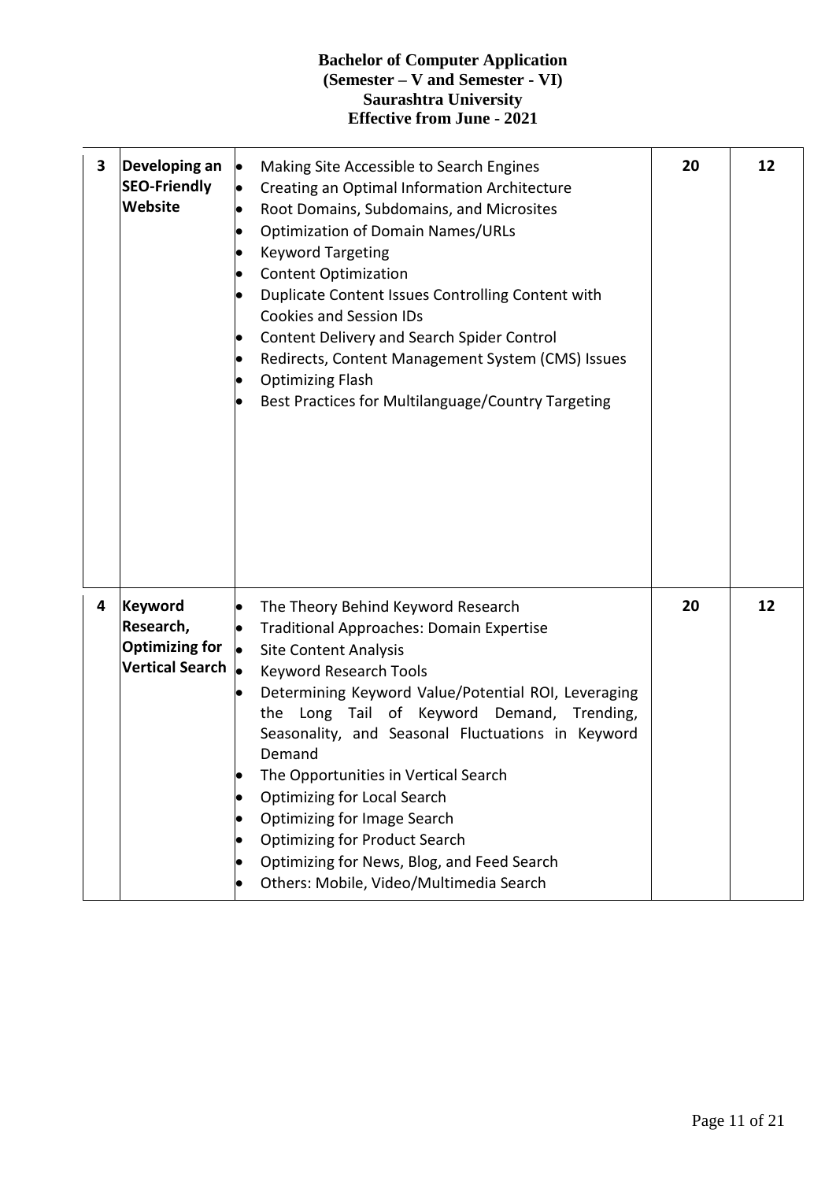**Bachelor of Computer Application**
**(Semester – V and Semester - VI)**
**Saurashtra University**
**Effective from June - 2021**

| | | | | |
|---|---|---|---|---|
| **3** | **Developing an SEO-Friendly Website** | • Making Site Accessible to Search Engines<br>• Creating an Optimal Information Architecture<br>• Root Domains, Subdomains, and Microsites<br>• Optimization of Domain Names/URLs<br>• Keyword Targeting<br>• Content Optimization<br>• Duplicate Content Issues Controlling Content with Cookies and Session IDs<br>• Content Delivery and Search Spider Control<br>• Redirects, Content Management System (CMS) Issues<br>• Optimizing Flash<br>• Best Practices for Multilanguage/Country Targeting | **20** | **12** |
| **4** | **Keyword Research, Optimizing for Vertical Search** | • The Theory Behind Keyword Research<br>• Traditional Approaches: Domain Expertise<br>• Site Content Analysis<br>• Keyword Research Tools<br>• Determining Keyword Value/Potential ROI, Leveraging the Long Tail of Keyword Demand, Trending, Seasonality, and Seasonal Fluctuations in Keyword Demand<br>• The Opportunities in Vertical Search<br>• Optimizing for Local Search<br>• Optimizing for Image Search<br>• Optimizing for Product Search<br>• Optimizing for News, Blog, and Feed Search<br>• Others: Mobile, Video/Multimedia Search | **20** | **12** |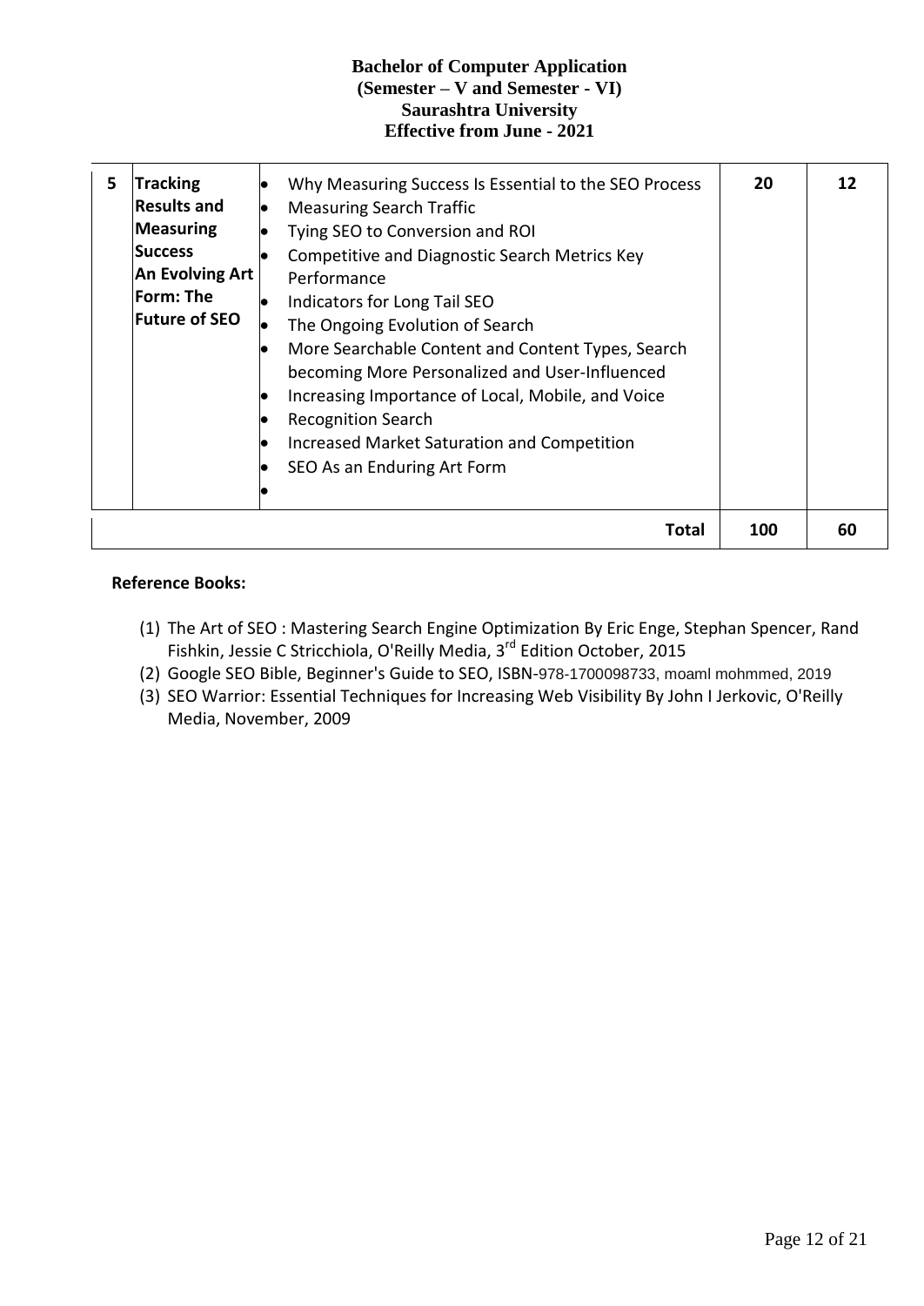| 5 | **Tracking Results and Measuring Success An Evolving Art Form: The Future of SEO** | • Why Measuring Success Is Essential to the SEO Process<br>• Measuring Search Traffic<br>• Tying SEO to Conversion and ROI<br>• Competitive and Diagnostic Search Metrics Key Performance<br>• Indicators for Long Tail SEO<br>• The Ongoing Evolution of Search<br>• More Searchable Content and Content Types, Search becoming More Personalized and User-Influenced<br>• Increasing Importance of Local, Mobile, and Voice<br>• Recognition Search<br>• Increased Market Saturation and Competition<br>• SEO As an Enduring Art Form<br>• | **20** | **12** |
|---|---|---|---|---|
| | | **Total** | **100** | **60** |

**Reference Books:**

(1) The Art of SEO : Mastering Search Engine Optimization By Eric Enge, Stephan Spencer, Rand Fishkin, Jessie C Stricchiola, O'Reilly Media, 3rd Edition October, 2015
(2) Google SEO Bible, Beginner's Guide to SEO, ISBN-978-1700098733, moaml mohmmed, 2019
(3) SEO Warrior: Essential Techniques for Increasing Web Visibility By John I Jerkovic, O'Reilly Media, November, 2009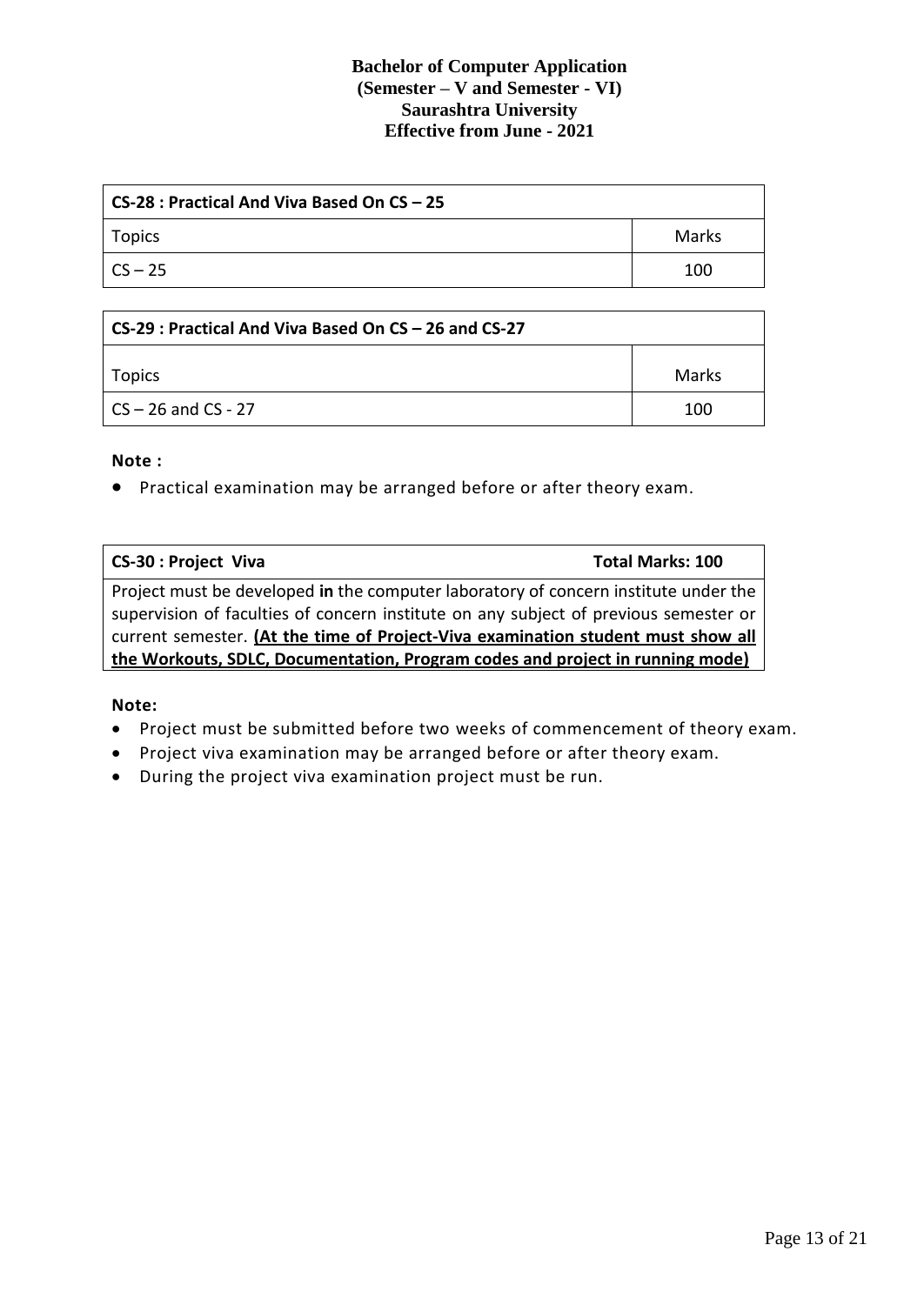| CS-28 : Practical And Viva Based On CS – 25 | |
|---|---|
| Topics | Marks |
| CS – 25 | 100 |

| CS-29 : Practical And Viva Based On CS – 26 and CS-27 | |
|---|---|
| Topics | Marks |
| CS – 26 and CS - 27 | 100 |

**Note :**

- Practical examination may be arranged before or after theory exam.

| CS-30 : Project Viva | Total Marks: 100 |
|---|---|
| Project must be developed **in** the computer laboratory of concern institute under the supervision of faculties of concern institute on any subject of previous semester or current semester. **(At the time of Project-Viva examination student must show all the Workouts, SDLC, Documentation, Program codes and project in running mode)** | |

**Note:**

- Project must be submitted before two weeks of commencement of theory exam.
- Project viva examination may be arranged before or after theory exam.
- During the project viva examination project must be run.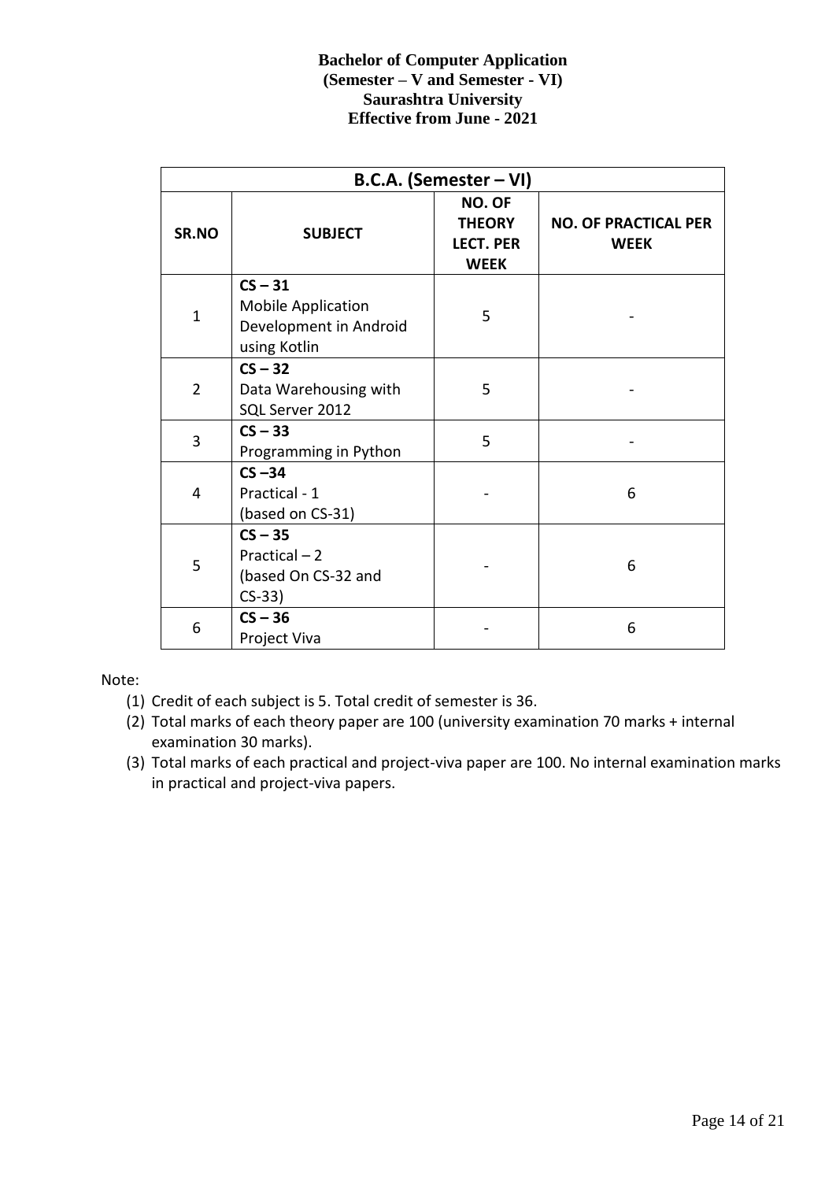**Bachelor of Computer Application**
**(Semester – V and Semester - VI)**
**Saurashtra University**
**Effective from June - 2021**

| **B.C.A. (Semester – VI)** | | | |
|---|---|---|---|
| **SR.NO** | **SUBJECT** | **NO. OF THEORY LECT. PER WEEK** | **NO. OF PRACTICAL PER WEEK** |
| 1 | **CS – 31** Mobile Application Development in Android using Kotlin | 5 | - |
| 2 | **CS – 32** Data Warehousing with SQL Server 2012 | 5 | - |
| 3 | **CS – 33** Programming in Python | 5 | - |
| 4 | **CS –34** Practical - 1 (based on CS-31) | - | 6 |
| 5 | **CS – 35** Practical – 2 (based On CS-32 and CS-33) | - | 6 |
| 6 | **CS – 36** Project Viva | - | 6 |

Note:

1. Credit of each subject is 5. Total credit of semester is 36.
2. Total marks of each theory paper are 100 (university examination 70 marks + internal examination 30 marks).
3. Total marks of each practical and project-viva paper are 100. No internal examination marks in practical and project-viva papers.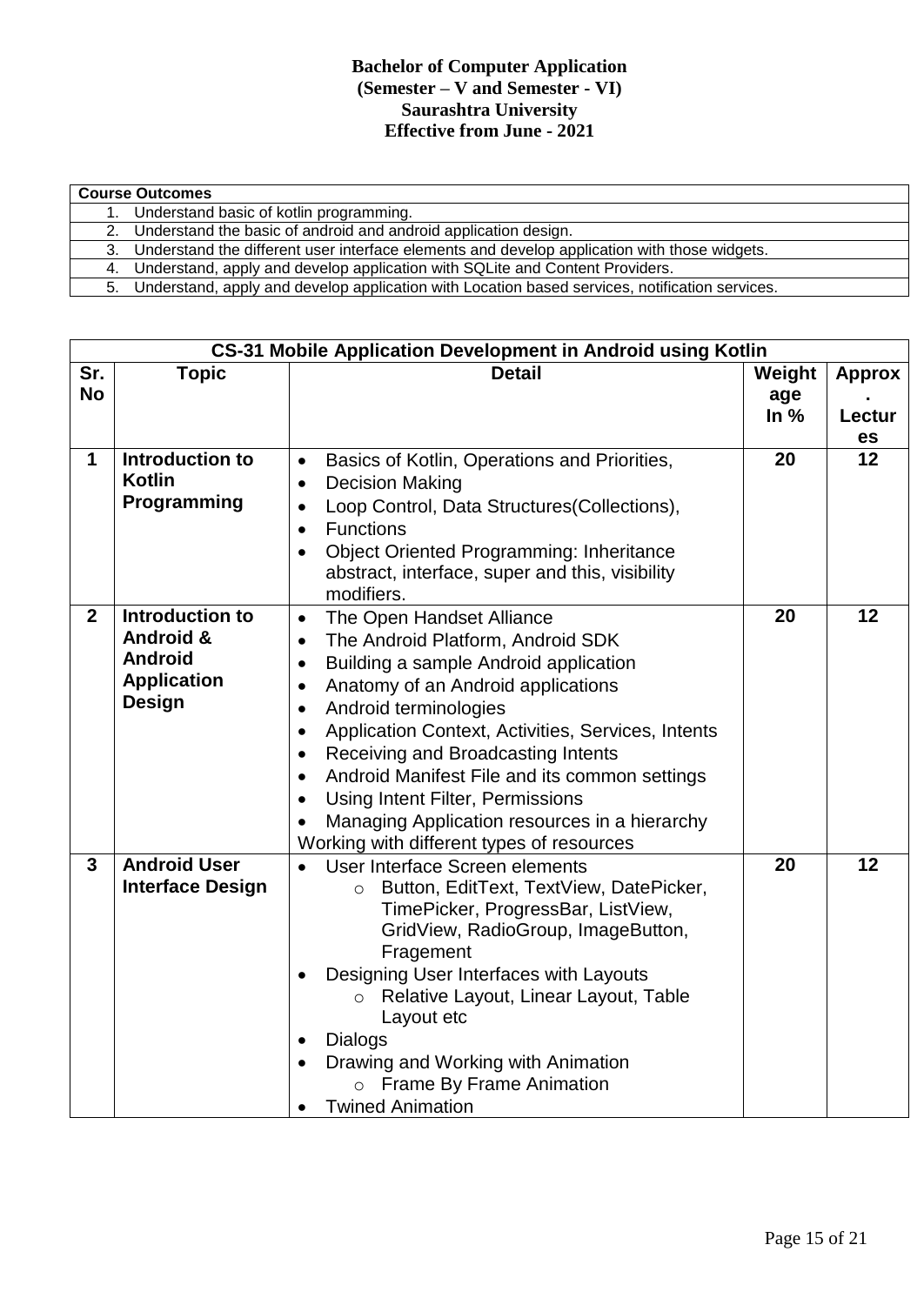**Bachelor of Computer Application**
**(Semester – V and Semester - VI)**
**Saurashtra University**
**Effective from June - 2021**

| **Course Outcomes** |
|---|
| 1. Understand basic of kotlin programming. |
| 2. Understand the basic of android and android application design. |
| 3. Understand the different user interface elements and develop application with those widgets. |
| 4. Understand, apply and develop application with SQLite and Content Providers. |
| 5. Understand, apply and develop application with Location based services, notification services. |

| **CS-31 Mobile Application Development in Android using Kotlin** | | | | |
|---|---|---|---|---|
| **Sr. No** | **Topic** | **Detail** | **Weightage In %** | **Approx. Lectures** |
| **1** | **Introduction to Kotlin Programming** | • Basics of Kotlin, Operations and Priorities,<br>• Decision Making<br>• Loop Control, Data Structures(Collections),<br>• Functions<br>• Object Oriented Programming: Inheritance abstract, interface, super and this, visibility modifiers. | **20** | **12** |
| **2** | **Introduction to Android & Android Application Design** | • The Open Handset Alliance<br>• The Android Platform, Android SDK<br>• Building a sample Android application<br>• Anatomy of an Android applications<br>• Android terminologies<br>• Application Context, Activities, Services, Intents<br>• Receiving and Broadcasting Intents<br>• Android Manifest File and its common settings<br>• Using Intent Filter, Permissions<br>• Managing Application resources in a hierarchy<br>Working with different types of resources | **20** | **12** |
| **3** | **Android User Interface Design** | • User Interface Screen elements<br>&nbsp;&nbsp;&nbsp;&nbsp;○ Button, EditText, TextView, DatePicker, TimePicker, ProgressBar, ListView, GridView, RadioGroup, ImageButton, Fragement<br>• Designing User Interfaces with Layouts<br>&nbsp;&nbsp;&nbsp;&nbsp;○ Relative Layout, Linear Layout, Table Layout etc<br>• Dialogs<br>• Drawing and Working with Animation<br>&nbsp;&nbsp;&nbsp;&nbsp;○ Frame By Frame Animation<br>• Twined Animation | **20** | **12** |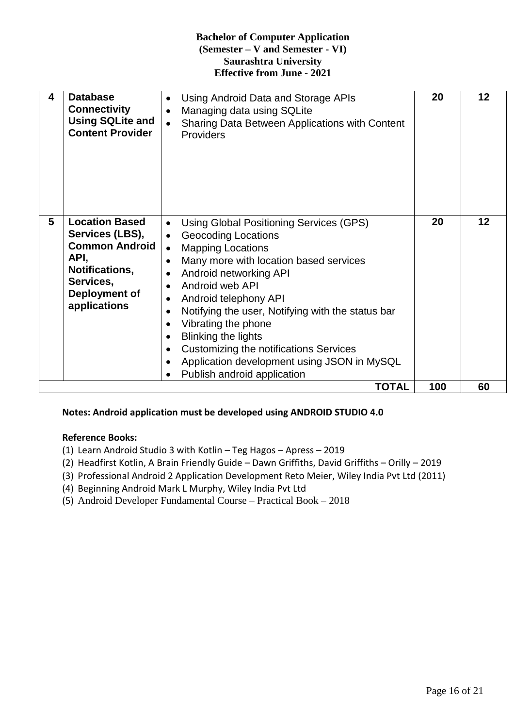| 4 | **Database Connectivity Using SQLite and Content Provider** | • Using Android Data and Storage APIs<br>• Managing data using SQLite<br>• Sharing Data Between Applications with Content Providers | **20** | **12** |
|---|---|---|---|---|
| **5** | **Location Based Services (LBS), Common Android API, Notifications, Services, Deployment of applications** | • Using Global Positioning Services (GPS)<br>• Geocoding Locations<br>• Mapping Locations<br>• Many more with location based services<br>• Android networking API<br>• Android web API<br>• Android telephony API<br>• Notifying the user, Notifying with the status bar<br>• Vibrating the phone<br>• Blinking the lights<br>• Customizing the notifications Services<br>• Application development using JSON in MySQL<br>• Publish android application | **20** | **12** |
| | | **TOTAL** | **100** | **60** |

**Notes: Android application must be developed using ANDROID STUDIO 4.0**

**Reference Books:**

(1) Learn Android Studio 3 with Kotlin – Teg Hagos – Apress – 2019
(2) Headfirst Kotlin, A Brain Friendly Guide – Dawn Griffiths, David Griffiths – Orilly – 2019
(3) Professional Android 2 Application Development Reto Meier, Wiley India Pvt Ltd (2011)
(4) Beginning Android Mark L Murphy, Wiley India Pvt Ltd
(5) Android Developer Fundamental Course – Practical Book – 2018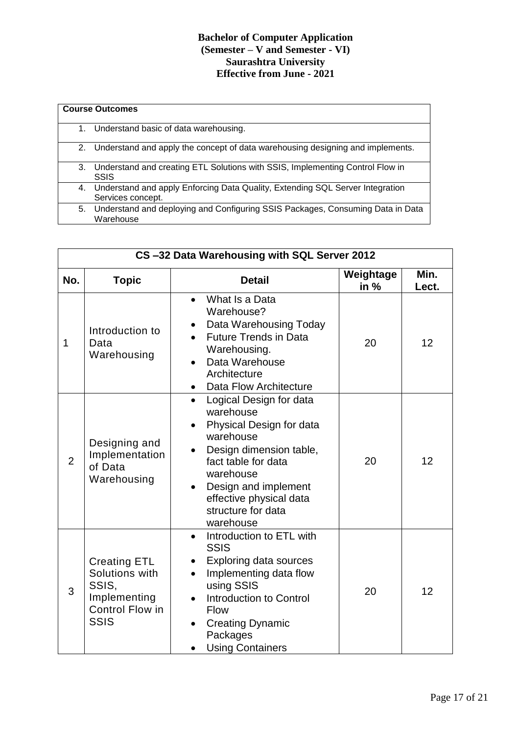**Bachelor of Computer Application**
**(Semester – V and Semester - VI)**
**Saurashtra University**
**Effective from June - 2021**

| Course Outcomes |
|---|
| 1. Understand basic of data warehousing. |
| 2. Understand and apply the concept of data warehousing designing and implements. |
| 3. Understand and creating ETL Solutions with SSIS, Implementing Control Flow in SSIS |
| 4. Understand and apply Enforcing Data Quality, Extending SQL Server Integration Services concept. |
| 5. Understand and deploying and Configuring SSIS Packages, Consuming Data in Data Warehouse |

| CS –32 Data Warehousing with SQL Server 2012 | | | | |
|---|---|---|---|---|
| **No.** | **Topic** | **Detail** | **Weightage in %** | **Min. Lect.** |
| 1 | Introduction to Data Warehousing | • What Is a Data Warehouse?<br>• Data Warehousing Today<br>• Future Trends in Data Warehousing.<br>• Data Warehouse Architecture<br>• Data Flow Architecture | 20 | 12 |
| 2 | Designing and Implementation of Data Warehousing | • Logical Design for data warehouse<br>• Physical Design for data warehouse<br>• Design dimension table, fact table for data warehouse<br>• Design and implement effective physical data structure for data warehouse | 20 | 12 |
| 3 | Creating ETL Solutions with SSIS, Implementing Control Flow in SSIS | • Introduction to ETL with SSIS<br>• Exploring data sources<br>• Implementing data flow using SSIS<br>• Introduction to Control Flow<br>• Creating Dynamic Packages<br>• Using Containers | 20 | 12 |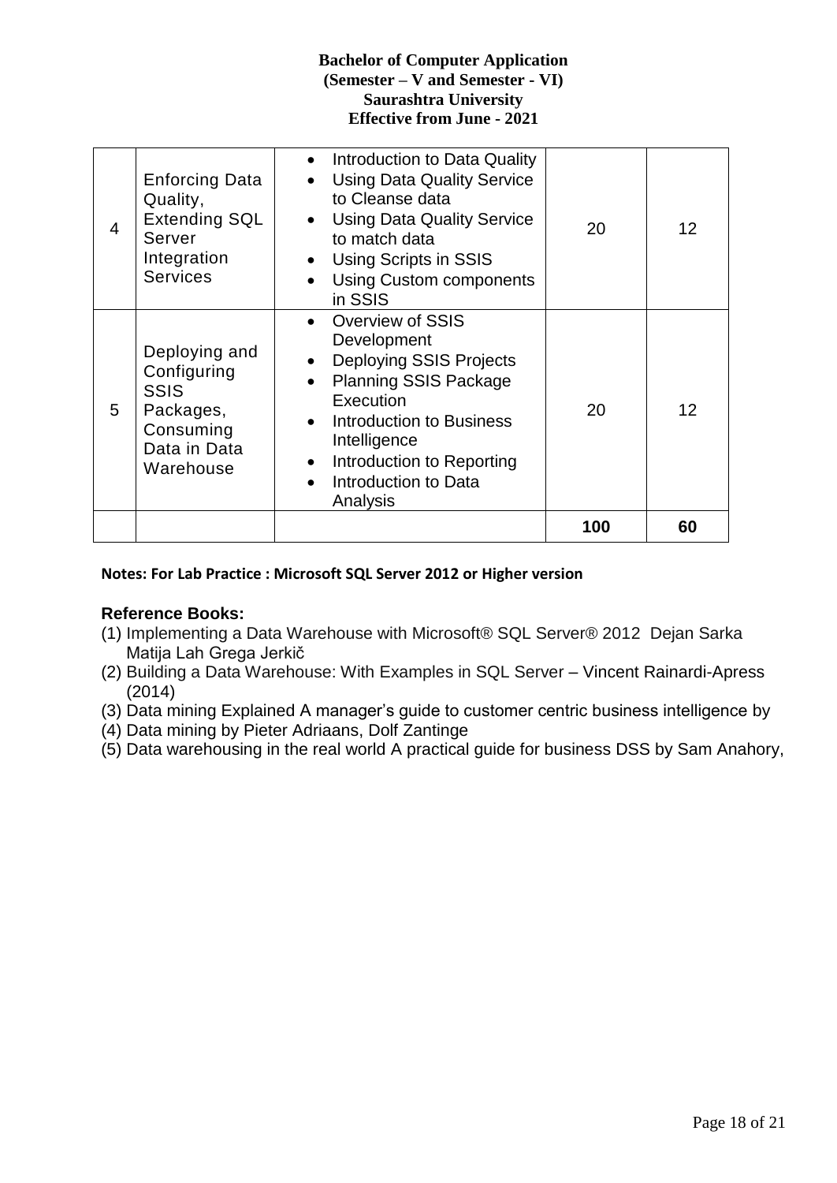| | | | | |
|---|---|---|---|---|
| 4 | Enforcing Data Quality, Extending SQL Server Integration Services | • Introduction to Data Quality<br>• Using Data Quality Service to Cleanse data<br>• Using Data Quality Service to match data<br>• Using Scripts in SSIS<br>• Using Custom components in SSIS | 20 | 12 |
| 5 | Deploying and Configuring SSIS Packages, Consuming Data in Data Warehouse | • Overview of SSIS Development<br>• Deploying SSIS Projects<br>• Planning SSIS Package Execution<br>• Introduction to Business Intelligence<br>• Introduction to Reporting<br>• Introduction to Data Analysis | 20 | 12 |
| | | | **100** | **60** |

**Notes: For Lab Practice : Microsoft SQL Server 2012 or Higher version**

**Reference Books:**

(1) Implementing a Data Warehouse with Microsoft® SQL Server® 2012 Dejan Sarka Matija Lah Grega Jerkič
(2) Building a Data Warehouse: With Examples in SQL Server – Vincent Rainardi-Apress (2014)
(3) Data mining Explained A manager's guide to customer centric business intelligence by
(4) Data mining by Pieter Adriaans, Dolf Zantinge
(5) Data warehousing in the real world A practical guide for business DSS by Sam Anahory,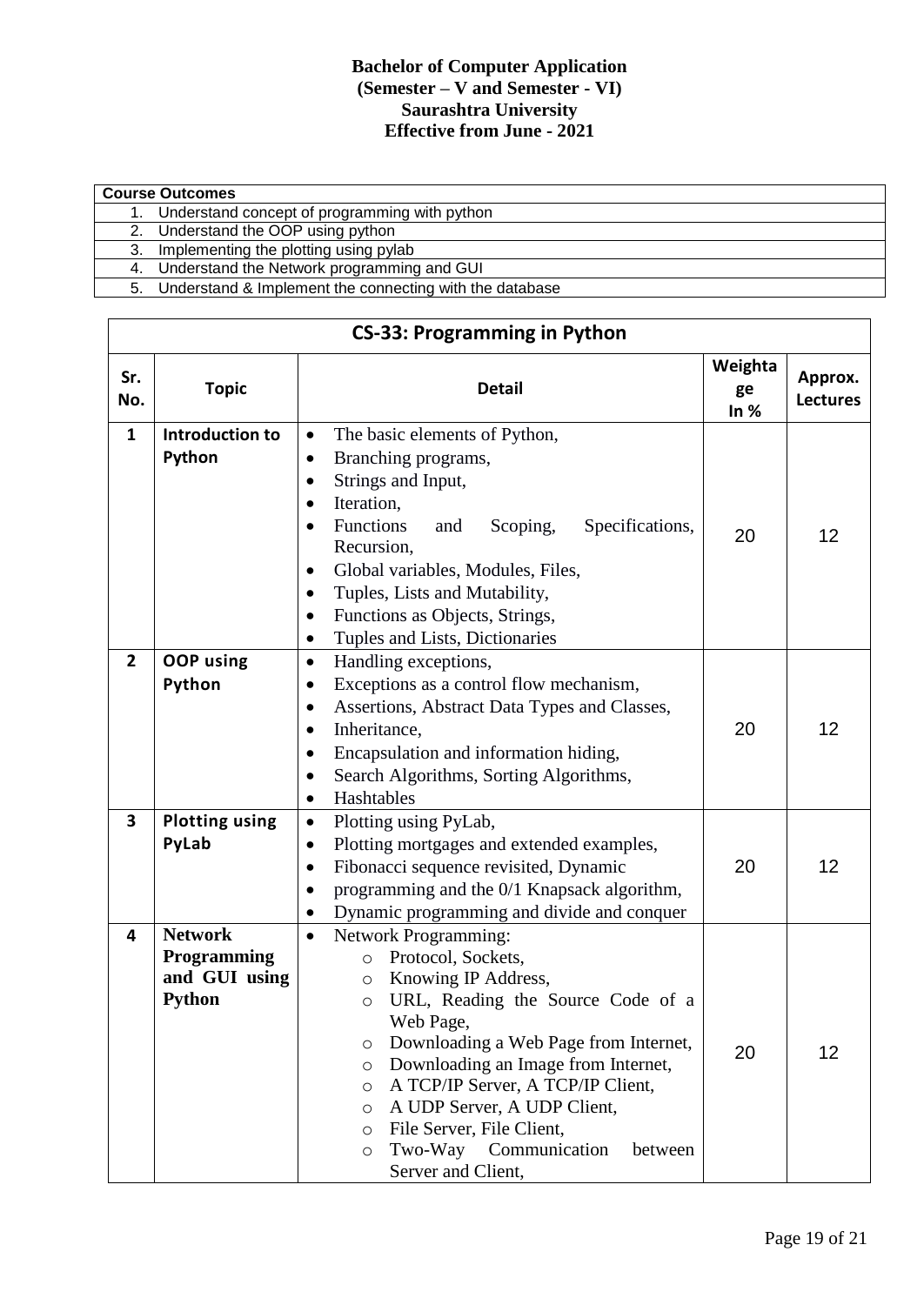**Bachelor of Computer Application**
**(Semester – V and Semester - VI)**
**Saurashtra University**
**Effective from June - 2021**

| Course Outcomes |
|---|
| 1. Understand concept of programming with python |
| 2. Understand the OOP using python |
| 3. Implementing the plotting using pylab |
| 4. Understand the Network programming and GUI |
| 5. Understand & Implement the connecting with the database |

| CS-33: Programming in Python | | | | |
|---|---|---|---|---|
| **Sr. No.** | **Topic** | **Detail** | **Weightage In %** | **Approx. Lectures** |
| **1** | **Introduction to Python** | • The basic elements of Python,<br>• Branching programs,<br>• Strings and Input,<br>• Iteration,<br>• Functions and Scoping, Specifications, Recursion,<br>• Global variables, Modules, Files,<br>• Tuples, Lists and Mutability,<br>• Functions as Objects, Strings,<br>• Tuples and Lists, Dictionaries | 20 | 12 |
| **2** | **OOP using Python** | • Handling exceptions,<br>• Exceptions as a control flow mechanism,<br>• Assertions, Abstract Data Types and Classes,<br>• Inheritance,<br>• Encapsulation and information hiding,<br>• Search Algorithms, Sorting Algorithms,<br>• Hashtables | 20 | 12 |
| **3** | **Plotting using PyLab** | • Plotting using PyLab,<br>• Plotting mortgages and extended examples,<br>• Fibonacci sequence revisited, Dynamic<br>• programming and the 0/1 Knapsack algorithm,<br>• Dynamic programming and divide and conquer | 20 | 12 |
| **4** | **Network Programming and GUI using Python** | • Network Programming:<br>  ○ Protocol, Sockets,<br>  ○ Knowing IP Address,<br>  ○ URL, Reading the Source Code of a Web Page,<br>  ○ Downloading a Web Page from Internet,<br>  ○ Downloading an Image from Internet,<br>  ○ A TCP/IP Server, A TCP/IP Client,<br>  ○ A UDP Server, A UDP Client,<br>  ○ File Server, File Client,<br>  ○ Two-Way Communication between Server and Client, | 20 | 12 |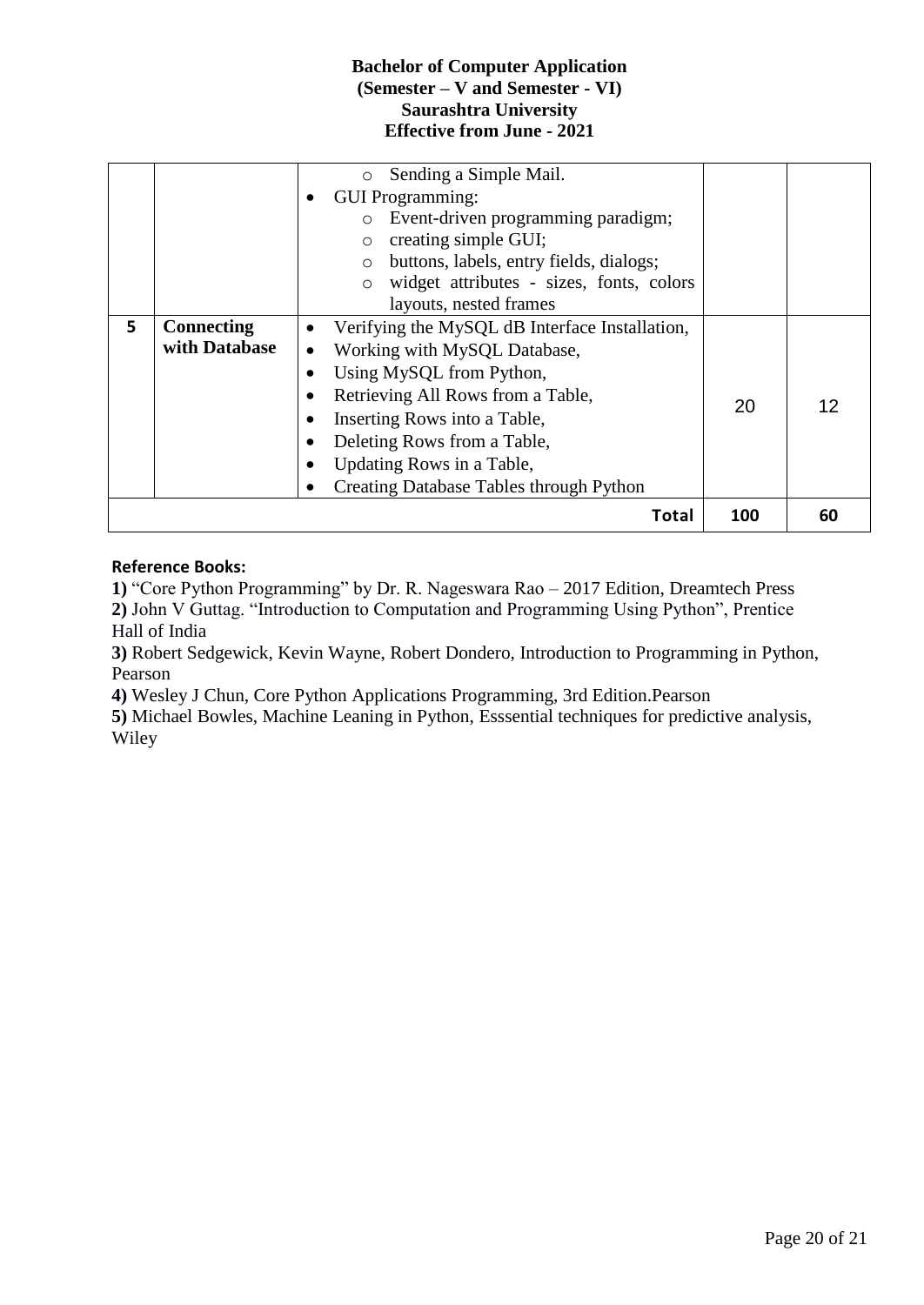| | | | | |
|---|---|---|---|---|
| | | ○ Sending a Simple Mail.<br>• GUI Programming:<br>○ Event-driven programming paradigm;<br>○ creating simple GUI;<br>○ buttons, labels, entry fields, dialogs;<br>○ widget attributes - sizes, fonts, colors layouts, nested frames | | |
| **5** | **Connecting with Database** | • Verifying the MySQL dB Interface Installation,<br>• Working with MySQL Database,<br>• Using MySQL from Python,<br>• Retrieving All Rows from a Table,<br>• Inserting Rows into a Table,<br>• Deleting Rows from a Table,<br>• Updating Rows in a Table,<br>• Creating Database Tables through Python | 20 | 12 |
| | | **Total** | **100** | **60** |

**Reference Books:**

**1)** "Core Python Programming" by Dr. R. Nageswara Rao – 2017 Edition, Dreamtech Press

**2)** John V Guttag. "Introduction to Computation and Programming Using Python", Prentice Hall of India

**3)** Robert Sedgewick, Kevin Wayne, Robert Dondero, Introduction to Programming in Python, Pearson

**4)** Wesley J Chun, Core Python Applications Programming, 3rd Edition.Pearson

**5)** Michael Bowles, Machine Leaning in Python, Esssential techniques for predictive analysis, Wiley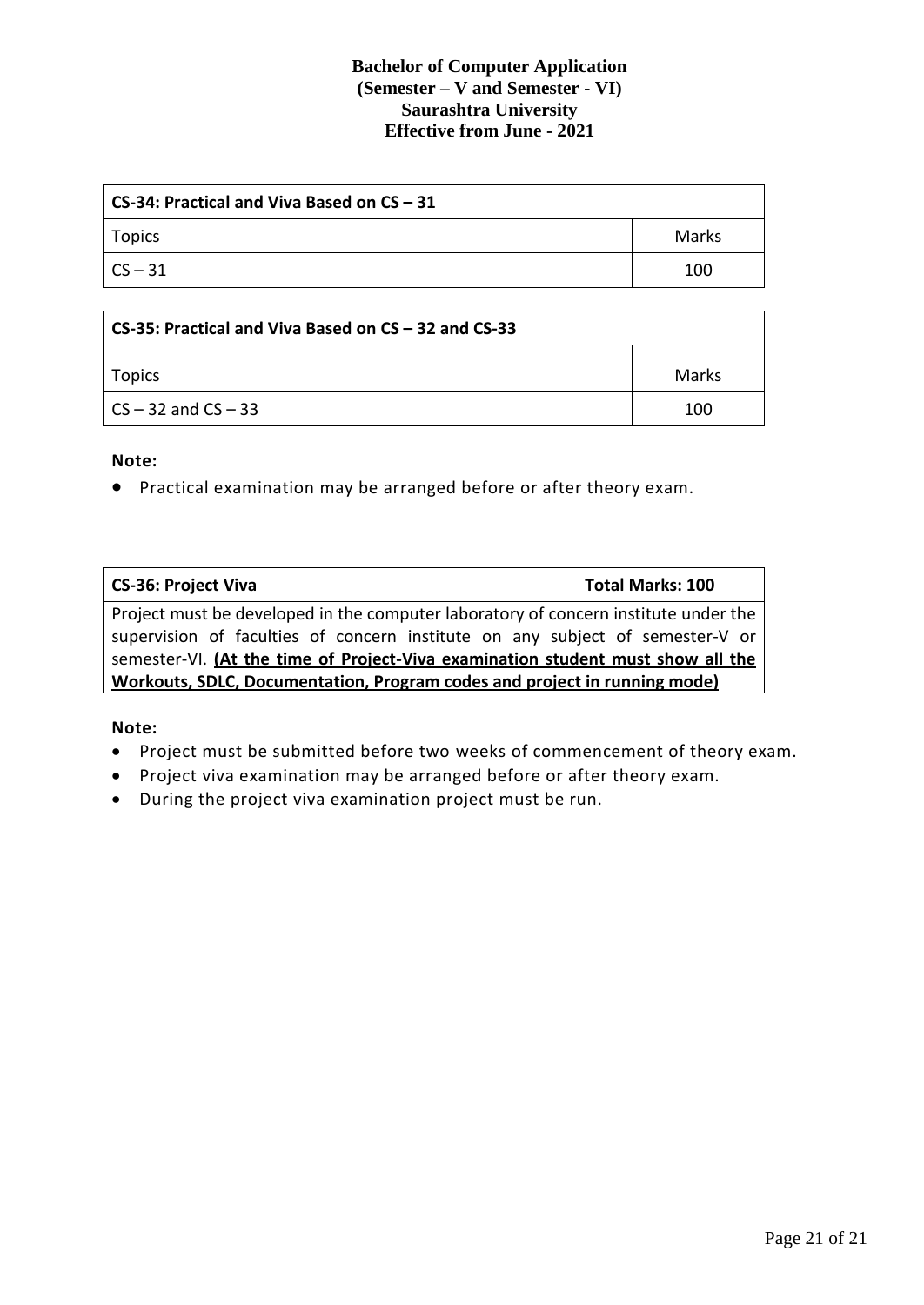**Bachelor of Computer Application**
**(Semester – V and Semester - VI)**
**Saurashtra University**
**Effective from June - 2021**

| **CS-34: Practical and Viva Based on CS – 31** | |
|---|---|
| Topics | Marks |
| CS – 31 | 100 |

| **CS-35: Practical and Viva Based on CS – 32 and CS-33** | |
|---|---|
| Topics | Marks |
| CS – 32 and CS – 33 | 100 |

**Note:**

- Practical examination may be arranged before or after theory exam.

| **CS-36: Project Viva** | **Total Marks: 100** |
|---|---|
| Project must be developed in the computer laboratory of concern institute under the supervision of faculties of concern institute on any subject of semester-V or semester-VI. **(At the time of Project-Viva examination student must show all the Workouts, SDLC, Documentation, Program codes and project in running mode)** | |

**Note:**

- Project must be submitted before two weeks of commencement of theory exam.
- Project viva examination may be arranged before or after theory exam.
- During the project viva examination project must be run.